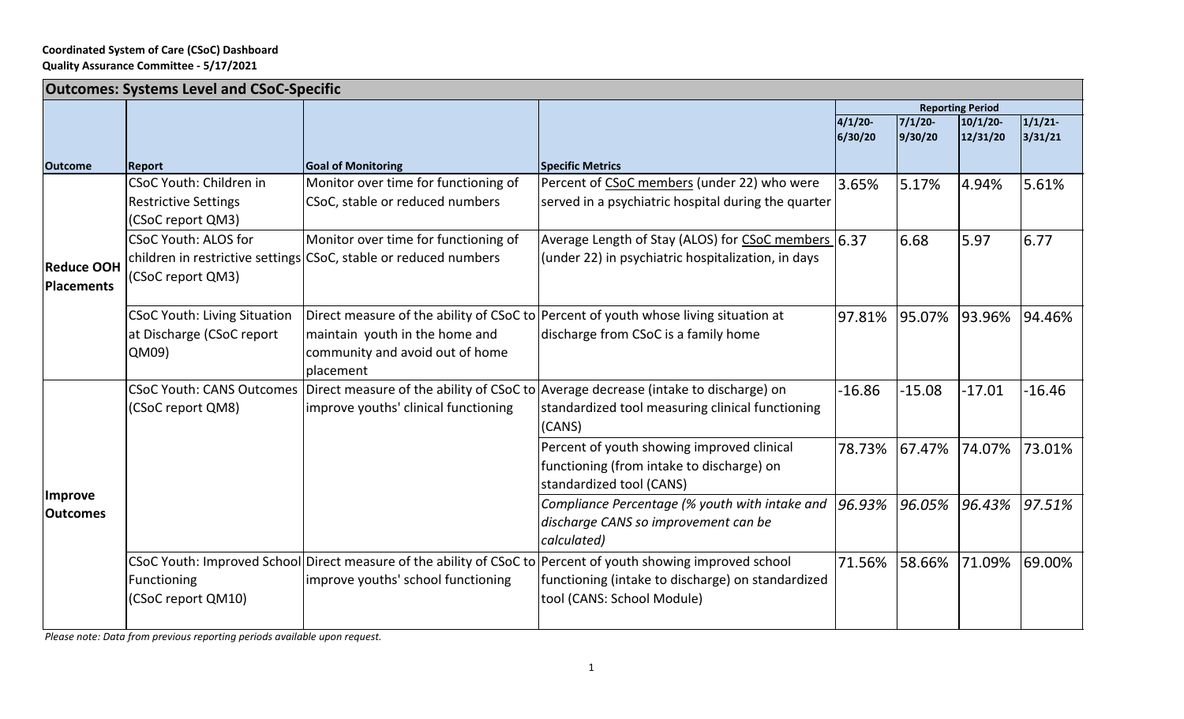**Coordinated System of Care (CSoC) Dashboard**
**Quality Assurance Committee - 5/17/2021**

## Outcomes: Systems Level and CSoC-Specific

| Outcome | Report | Goal of Monitoring | Specific Metrics | Reporting Period | | | |
|---|---|---|---|---|---|---|---|
| | | | | 4/1/20-6/30/20 | 7/1/20-9/30/20 | 10/1/20-12/31/20 | 1/1/21-3/31/21 |
| **Reduce OOH Placements** | CSoC Youth: Children in Restrictive Settings (CSoC report QM3) | Monitor over time for functioning of CSoC, stable or reduced numbers | Percent of CSoC members (under 22) who were served in a psychiatric hospital during the quarter | 3.65% | 5.17% | 4.94% | 5.61% |
| | CSoC Youth: ALOS for children in restrictive settings (CSoC report QM3) | Monitor over time for functioning of CSoC, stable or reduced numbers | Average Length of Stay (ALOS) for CSoC members (under 22) in psychiatric hospitalization, in days | 6.37 | 6.68 | 5.97 | 6.77 |
| | CSoC Youth: Living Situation at Discharge (CSoC report QM09) | Direct measure of the ability of CSoC to maintain youth in the home and community and avoid out of home placement | Percent of youth whose living situation at discharge from CSoC is a family home | 97.81% | 95.07% | 93.96% | 94.46% |
| **Improve Outcomes** | CSoC Youth: CANS Outcomes (CSoC report QM8) | Direct measure of the ability of CSoC to improve youths' clinical functioning | Average decrease (intake to discharge) on standardized tool measuring clinical functioning (CANS) | -16.86 | -15.08 | -17.01 | -16.46 |
| | | | Percent of youth showing improved clinical functioning (from intake to discharge) on standardized tool (CANS) | 78.73% | 67.47% | 74.07% | 73.01% |
| | | | *Compliance Percentage (% youth with intake and discharge CANS so improvement can be calculated)* | *96.93%* | *96.05%* | *96.43%* | *97.51%* |
| | CSoC Youth: Improved School Functioning (CSoC report QM10) | Direct measure of the ability of CSoC to improve youths' school functioning | Percent of youth showing improved school functioning (intake to discharge) on standardized tool (CANS: School Module) | 71.56% | 58.66% | 71.09% | 69.00% |

*Please note: Data from previous reporting periods available upon request.*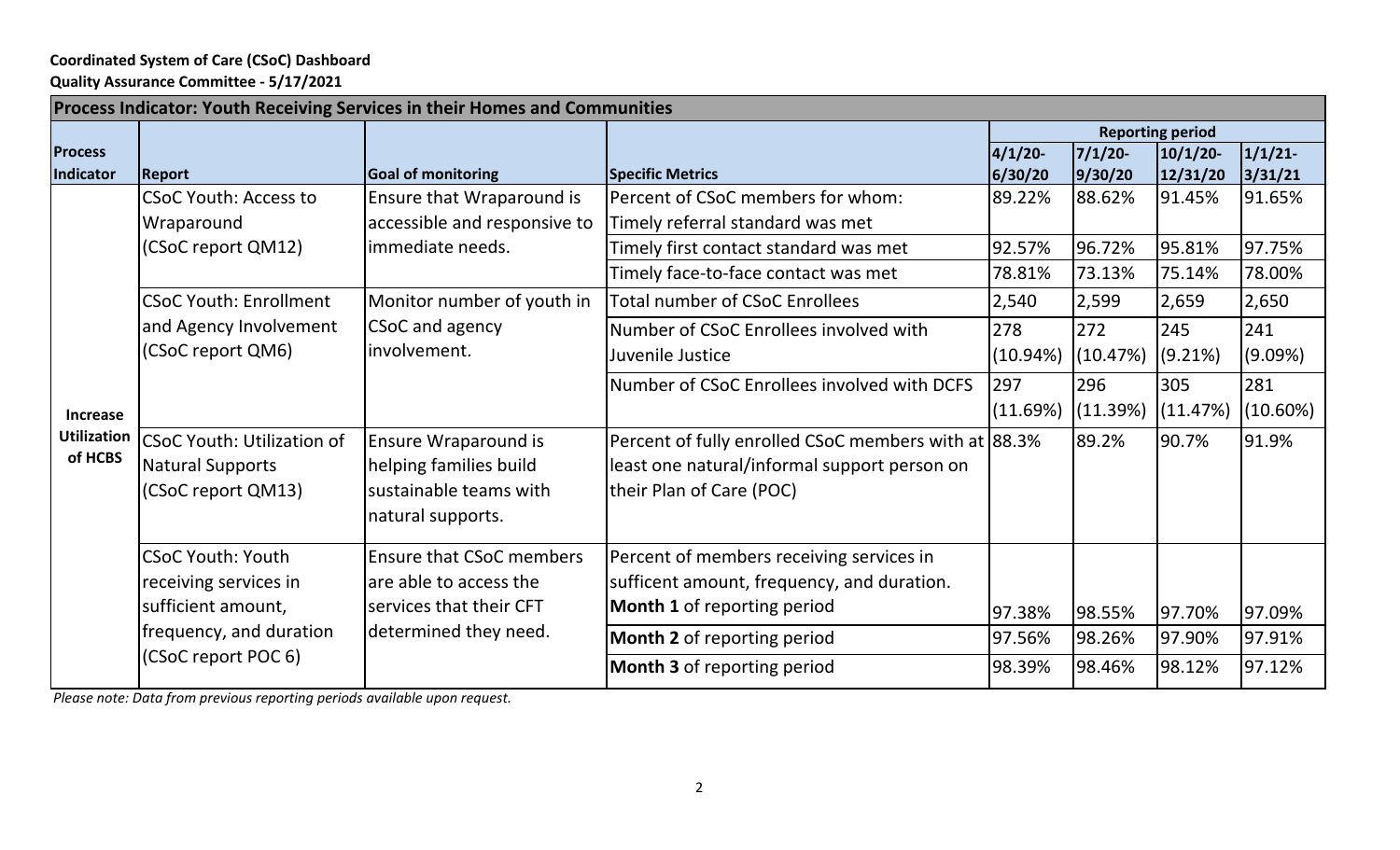**Coordinated System of Care (CSoC) Dashboard**
**Quality Assurance Committee - 5/17/2021**

| Process Indicator: Youth Receiving Services in their Homes and Communities | | | | | | | |
|---|---|---|---|---|---|---|---|
| | | | | Reporting period | | | |
| **Process Indicator** | **Report** | **Goal of monitoring** | **Specific Metrics** | **4/1/20-6/30/20** | **7/1/20-9/30/20** | **10/1/20-12/31/20** | **1/1/21-3/31/21** |
| **Increase Utilization of HCBS** | CSoC Youth: Access to Wraparound (CSoC report QM12) | Ensure that Wraparound is accessible and responsive to immediate needs. | Percent of CSoC members for whom: Timely referral standard was met | 89.22% | 88.62% | 91.45% | 91.65% |
| | | | Timely first contact standard was met | 92.57% | 96.72% | 95.81% | 97.75% |
| | | | Timely face-to-face contact was met | 78.81% | 73.13% | 75.14% | 78.00% |
| | CSoC Youth: Enrollment and Agency Involvement (CSoC report QM6) | Monitor number of youth in CSoC and agency involvement. | Total number of CSoC Enrollees | 2,540 | 2,599 | 2,659 | 2,650 |
| | | | Number of CSoC Enrollees involved with Juvenile Justice | 278 (10.94%) | 272 (10.47%) | 245 (9.21%) | 241 (9.09%) |
| | | | Number of CSoC Enrollees involved with DCFS | 297 (11.69%) | 296 (11.39%) | 305 (11.47%) | 281 (10.60%) |
| | CSoC Youth: Utilization of Natural Supports (CSoC report QM13) | Ensure Wraparound is helping families build sustainable teams with natural supports. | Percent of fully enrolled CSoC members with at least one natural/informal support person on their Plan of Care (POC) | 88.3% | 89.2% | 90.7% | 91.9% |
| | CSoC Youth: Youth receiving services in sufficient amount, frequency, and duration (CSoC report POC 6) | Ensure that CSoC members are able to access the services that their CFT determined they need. | Percent of members receiving services in sufficent amount, frequency, and duration. **Month 1** of reporting period | 97.38% | 98.55% | 97.70% | 97.09% |
| | | | **Month 2** of reporting period | 97.56% | 98.26% | 97.90% | 97.91% |
| | | | **Month 3** of reporting period | 98.39% | 98.46% | 98.12% | 97.12% |

*Please note: Data from previous reporting periods available upon request.*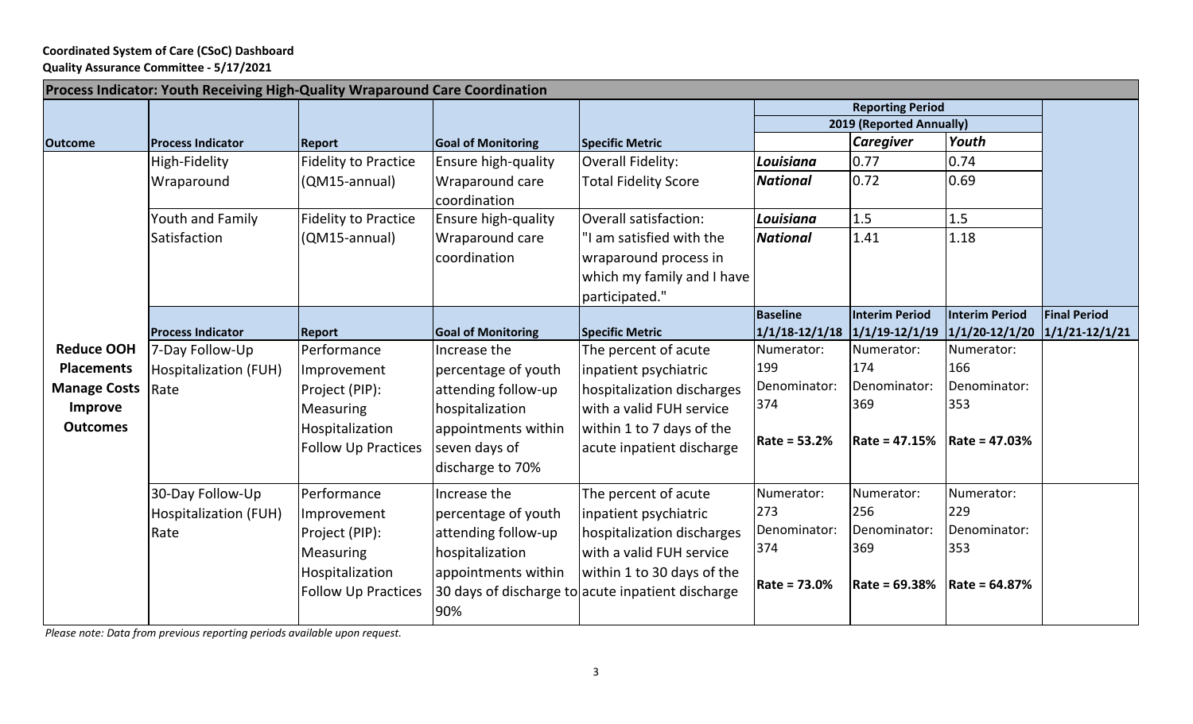**Coordinated System of Care (CSoC) Dashboard**
**Quality Assurance Committee - 5/17/2021**

| Process Indicator: Youth Receiving High-Quality Wraparound Care Coordination | | | | | | | | |
|---|---|---|---|---|---|---|---|---|
| | | | | | Reporting Period | | | |
| | | | | | 2019 (Reported Annually) | | | |
| **Outcome** | **Process Indicator** | **Report** | **Goal of Monitoring** | **Specific Metric** | | ***Caregiver*** | ***Youth*** | |
| | High-Fidelity Wraparound | Fidelity to Practice (QM15-annual) | Ensure high-quality Wraparound care coordination | Overall Fidelity: Total Fidelity Score | ***Louisiana*** | 0.77 | 0.74 | |
| | | | | | ***National*** | 0.72 | 0.69 | |
| | Youth and Family Satisfaction | Fidelity to Practice (QM15-annual) | Ensure high-quality Wraparound care coordination | Overall satisfaction: "I am satisfied with the wraparound process in which my family and I have participated." | ***Louisiana*** | 1.5 | 1.5 | |
| | | | | | ***National*** | 1.41 | 1.18 | |
| | **Process Indicator** | **Report** | **Goal of Monitoring** | **Specific Metric** | **Baseline 1/1/18-12/1/18** | **Interim Period 1/1/19-12/1/19** | **Interim Period 1/1/20-12/1/20** | **Final Period 1/1/21-12/1/21** |
| **Reduce OOH Placements Manage Costs Improve Outcomes** | 7-Day Follow-Up Hospitalization (FUH) Rate | Performance Improvement Project (PIP): Measuring Hospitalization Follow Up Practices | Increase the percentage of youth attending follow-up hospitalization appointments within seven days of discharge to 70% | The percent of acute inpatient psychiatric hospitalization discharges with a valid FUH service within 1 to 7 days of the acute inpatient discharge | Numerator: 199 Denominator: 374 **Rate = 53.2%** | Numerator: 174 Denominator: 369 **Rate = 47.15%** | Numerator: 166 Denominator: 353 **Rate = 47.03%** | |
| | 30-Day Follow-Up Hospitalization (FUH) Rate | Performance Improvement Project (PIP): Measuring Hospitalization Follow Up Practices | Increase the percentage of youth attending follow-up hospitalization appointments within 30 days of discharge to 90% | The percent of acute inpatient psychiatric hospitalization discharges with a valid FUH service within 1 to 30 days of the acute inpatient discharge | Numerator: 273 Denominator: 374 **Rate = 73.0%** | Numerator: 256 Denominator: 369 **Rate = 69.38%** | Numerator: 229 Denominator: 353 **Rate = 64.87%** | |

*Please note: Data from previous reporting periods available upon request.*